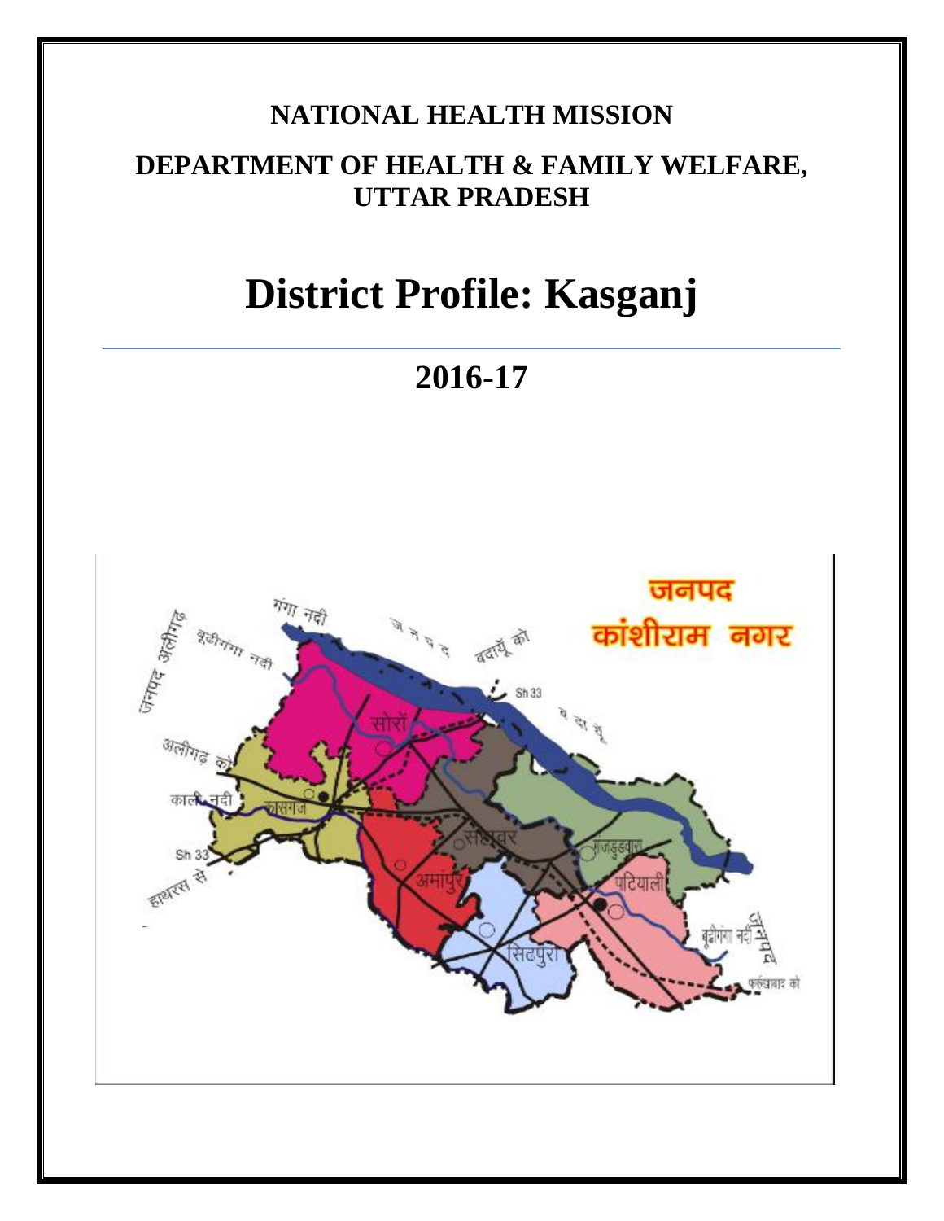**NATIONAL HEALTH MISSION**

**DEPARTMENT OF HEALTH & FAMILY WELFARE, UTTAR PRADESH**

# District Profile: Kasganj

## 2016-17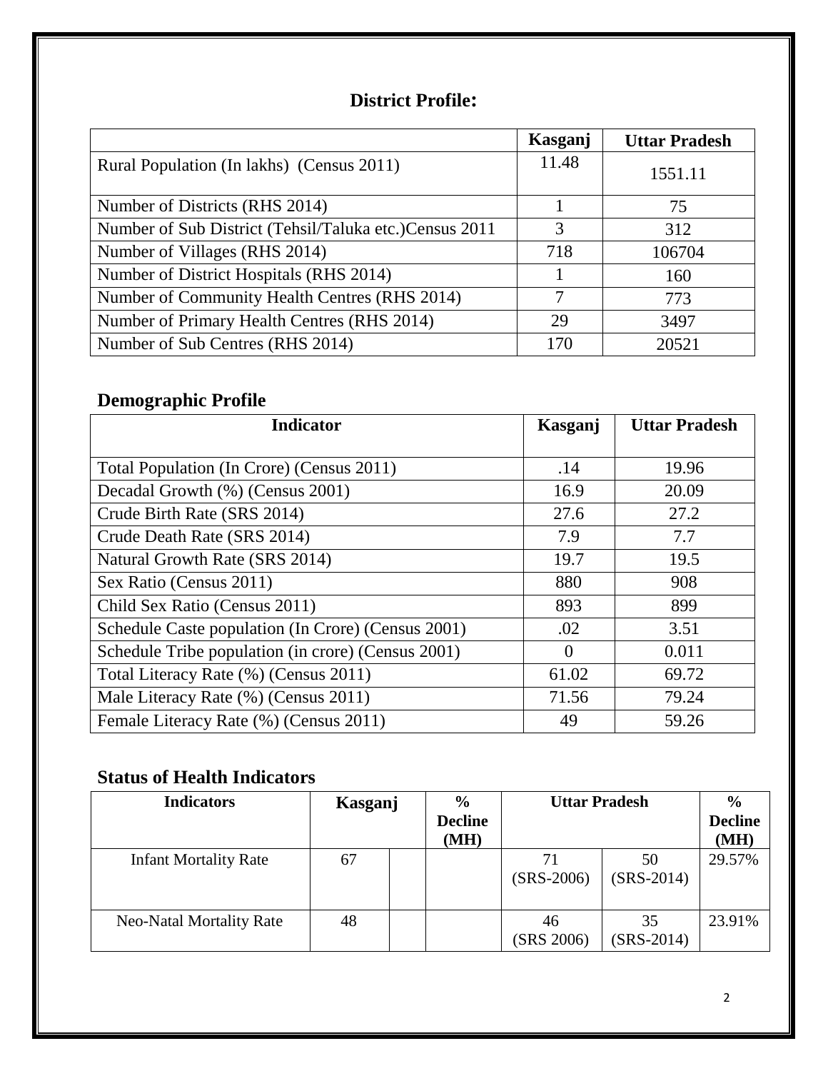## District Profile:

| | Kasganj | Uttar Pradesh |
|---|---|---|
| Rural Population (In lakhs) (Census 2011) | 11.48 | 1551.11 |
| Number of Districts (RHS 2014) | 1 | 75 |
| Number of Sub District (Tehsil/Taluka etc.)Census 2011 | 3 | 312 |
| Number of Villages (RHS 2014) | 718 | 106704 |
| Number of District Hospitals (RHS 2014) | 1 | 160 |
| Number of Community Health Centres (RHS 2014) | 7 | 773 |
| Number of Primary Health Centres (RHS 2014) | 29 | 3497 |
| Number of Sub Centres (RHS 2014) | 170 | 20521 |

## Demographic Profile

| Indicator | Kasganj | Uttar Pradesh |
|---|---|---|
| Total Population (In Crore) (Census 2011) | .14 | 19.96 |
| Decadal Growth (%) (Census 2001) | 16.9 | 20.09 |
| Crude Birth Rate (SRS 2014) | 27.6 | 27.2 |
| Crude Death Rate (SRS 2014) | 7.9 | 7.7 |
| Natural Growth Rate (SRS 2014) | 19.7 | 19.5 |
| Sex Ratio (Census 2011) | 880 | 908 |
| Child Sex Ratio (Census 2011) | 893 | 899 |
| Schedule Caste population (In Crore) (Census 2001) | .02 | 3.51 |
| Schedule Tribe population (in crore) (Census 2001) | 0 | 0.011 |
| Total Literacy Rate (%) (Census 2011) | 61.02 | 69.72 |
| Male Literacy Rate (%) (Census 2011) | 71.56 | 79.24 |
| Female Literacy Rate (%) (Census 2011) | 49 | 59.26 |

## Status of Health Indicators

| Indicators | Kasganj | | % Decline (MH) | Uttar Pradesh | | % Decline (MH) |
|---|---|---|---|---|---|---|
| Infant Mortality Rate | 67 | | | 71 (SRS-2006) | 50 (SRS-2014) | 29.57% |
| Neo-Natal Mortality Rate | 48 | | | 46 (SRS 2006) | 35 (SRS-2014) | 23.91% |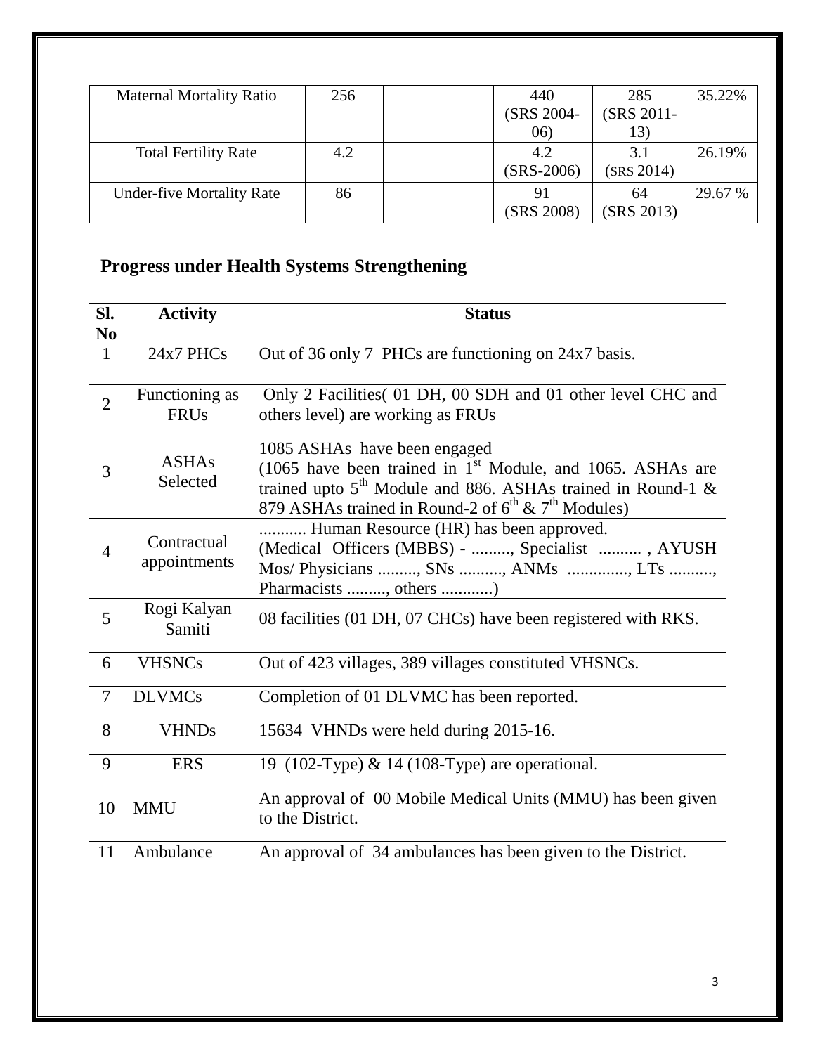| Maternal Mortality Ratio | 256 | | | 440 (SRS 2004-06) | 285 (SRS 2011-13) | 35.22% |
|---|---|---|---|---|---|---|
| Total Fertility Rate | 4.2 | | | 4.2 (SRS-2006) | 3.1 (SRS 2014) | 26.19% |
| Under-five Mortality Rate | 86 | | | 91 (SRS 2008) | 64 (SRS 2013) | 29.67 % |

## Progress under Health Systems Strengthening

| Sl. No | Activity | Status |
|---|---|---|
| 1 | 24x7 PHCs | Out of 36 only 7 PHCs are functioning on 24x7 basis. |
| 2 | Functioning as FRUs | Only 2 Facilities( 01 DH, 00 SDH and 01 other level CHC and others level) are working as FRUs |
| 3 | ASHAs Selected | 1085 ASHAs have been engaged (1065 have been trained in 1st Module, and 1065. ASHAs are trained upto 5th Module and 886. ASHAs trained in Round-1 & 879 ASHAs trained in Round-2 of 6th & 7th Modules) |
| 4 | Contractual appointments | ........... Human Resource (HR) has been approved. (Medical Officers (MBBS) - ........., Specialist .......... , AYUSH Mos/ Physicians ........., SNs .........., ANMs .............., LTs .........., Pharmacists ........., others ............) |
| 5 | Rogi Kalyan Samiti | 08 facilities (01 DH, 07 CHCs) have been registered with RKS. |
| 6 | VHSNCs | Out of 423 villages, 389 villages constituted VHSNCs. |
| 7 | DLVMCs | Completion of 01 DLVMC has been reported. |
| 8 | VHNDs | 15634 VHNDs were held during 2015-16. |
| 9 | ERS | 19 (102-Type) & 14 (108-Type) are operational. |
| 10 | MMU | An approval of 00 Mobile Medical Units (MMU) has been given to the District. |
| 11 | Ambulance | An approval of 34 ambulances has been given to the District. |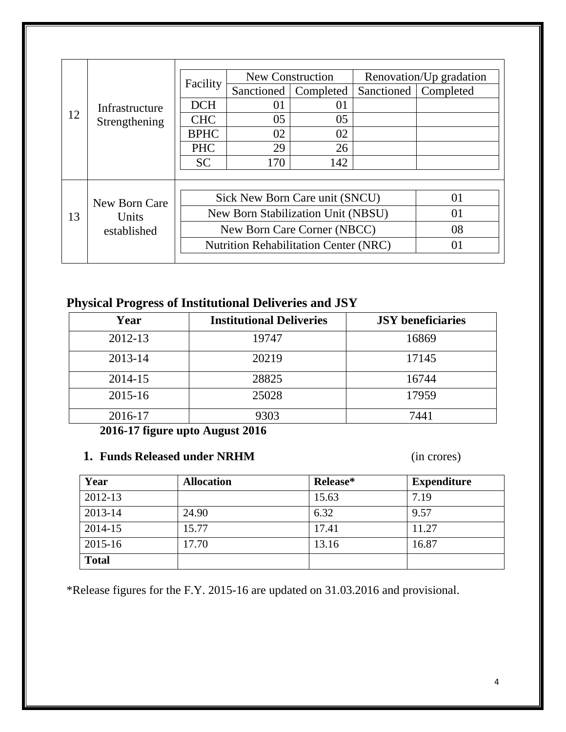<table>
<tr>
<td>12</td>
<td>Infrastructure Strengthening</td>
<td>

| Facility | New Construction | | Renovation/Up gradation | |
|---|---|---|---|---|
| | Sanctioned | Completed | Sanctioned | Completed |
| DCH | 01 | 01 | | |
| CHC | 05 | 05 | | |
| BPHC | 02 | 02 | | |
| PHC | 29 | 26 | | |
| SC | 170 | 142 | | |

</td>
</tr>
<tr>
<td>13</td>
<td>New Born Care Units established</td>
<td>

| Unit | Number |
|---|---|
| Sick New Born Care unit (SNCU) | 01 |
| New Born Stabilization Unit (NBSU) | 01 |
| New Born Care Corner (NBCC) | 08 |
| Nutrition Rehabilitation Center (NRC) | 01 |

</td>
</tr>
</table>

## Physical Progress of Institutional Deliveries and JSY

| Year | Institutional Deliveries | JSY beneficiaries |
|---|---|---|
| 2012-13 | 19747 | 16869 |
| 2013-14 | 20219 | 17145 |
| 2014-15 | 28825 | 16744 |
| 2015-16 | 25028 | 17959 |
| 2016-17 | 9303 | 7441 |

**2016-17 figure upto August 2016**

### 1. Funds Released under NRHM (in crores)

| Year | Allocation | Release* | Expenditure |
|---|---|---|---|
| 2012-13 | | 15.63 | 7.19 |
| 2013-14 | 24.90 | 6.32 | 9.57 |
| 2014-15 | 15.77 | 17.41 | 11.27 |
| 2015-16 | 17.70 | 13.16 | 16.87 |
| **Total** | | | |

*Release figures for the F.Y. 2015-16 are updated on 31.03.2016 and provisional.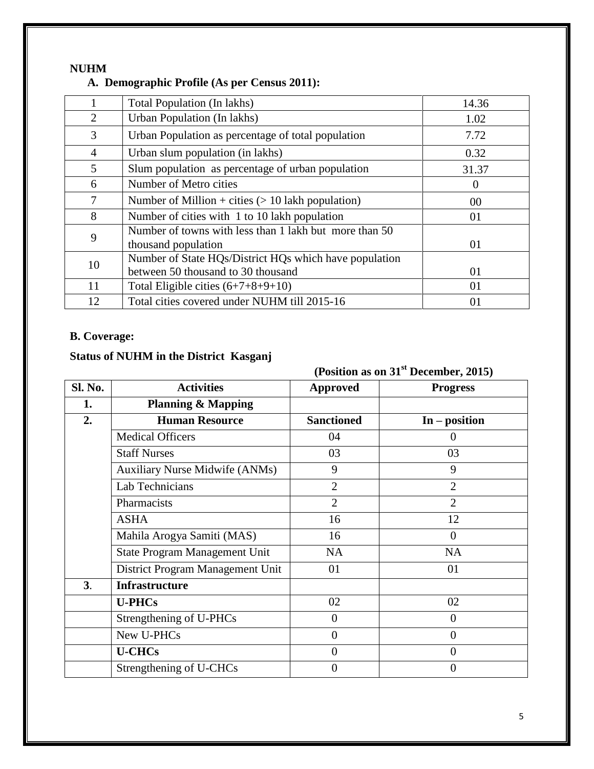**NUHM**

### A. Demographic Profile (As per Census 2011):

| | | |
|---|---|---|
| 1 | Total Population (In lakhs) | 14.36 |
| 2 | Urban Population (In lakhs) | 1.02 |
| 3 | Urban Population as percentage of total population | 7.72 |
| 4 | Urban slum population (in lakhs) | 0.32 |
| 5 | Slum population as percentage of urban population | 31.37 |
| 6 | Number of Metro cities | 0 |
| 7 | Number of Million + cities (> 10 lakh population) | 00 |
| 8 | Number of cities with 1 to 10 lakh population | 01 |
| 9 | Number of towns with less than 1 lakh but more than 50 thousand population | 01 |
| 10 | Number of State HQs/District HQs which have population between 50 thousand to 30 thousand | 01 |
| 11 | Total Eligible cities (6+7+8+9+10) | 01 |
| 12 | Total cities covered under NUHM till 2015-16 | 01 |

### B. Coverage:

**Status of NUHM in the District Kasganj**

**(Position as on 31st December, 2015)**

| Sl. No. | Activities | Approved | Progress |
|---|---|---|---|
| **1.** | **Planning & Mapping** | | |
| **2.** | **Human Resource** | **Sanctioned** | **In – position** |
| | Medical Officers | 04 | 0 |
| | Staff Nurses | 03 | 03 |
| | Auxiliary Nurse Midwife (ANMs) | 9 | 9 |
| | Lab Technicians | 2 | 2 |
| | Pharmacists | 2 | 2 |
| | ASHA | 16 | 12 |
| | Mahila Arogya Samiti (MAS) | 16 | 0 |
| | State Program Management Unit | NA | NA |
| | District Program Management Unit | 01 | 01 |
| **3.** | **Infrastructure** | | |
| | **U-PHCs** | 02 | 02 |
| | Strengthening of U-PHCs | 0 | 0 |
| | New U-PHCs | 0 | 0 |
| | **U-CHCs** | 0 | 0 |
| | Strengthening of U-CHCs | 0 | 0 |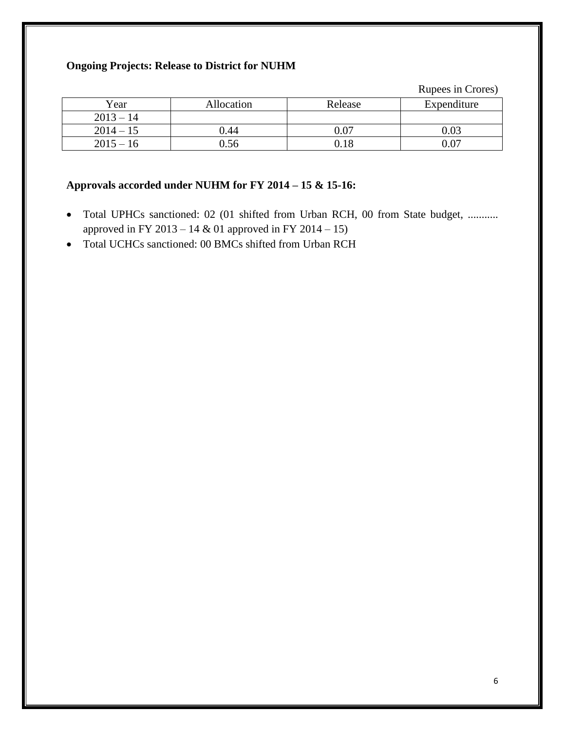**Ongoing Projects: Release to District for NUHM**

Rupees in Crores)

| Year | Allocation | Release | Expenditure |
|---|---|---|---|
| 2013 – 14 | | | |
| 2014 – 15 | 0.44 | 0.07 | 0.03 |
| 2015 – 16 | 0.56 | 0.18 | 0.07 |

**Approvals accorded under NUHM for FY 2014 – 15 & 15-16:**

- Total UPHCs sanctioned: 02 (01 shifted from Urban RCH, 00 from State budget, ........... approved in FY 2013 – 14 & 01 approved in FY 2014 – 15)
- Total UCHCs sanctioned: 00 BMCs shifted from Urban RCH